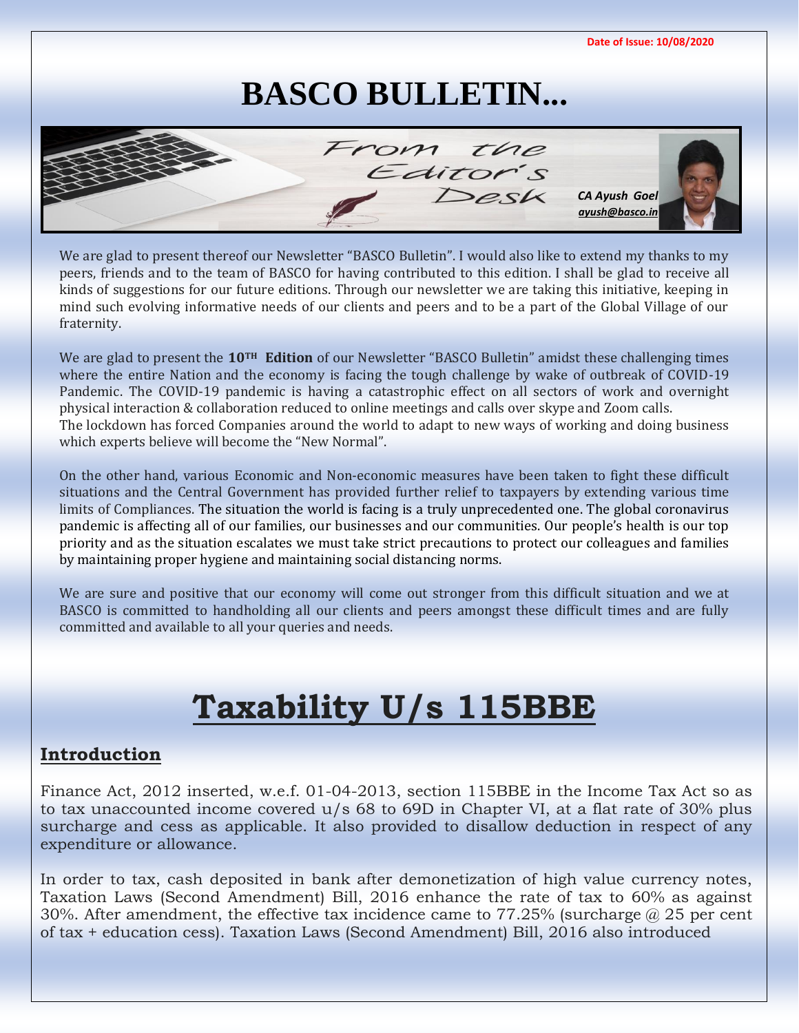Date of Issue: 10/08/2020

# BASCO BULLETIN...

From the Editor's Desk

*CA Ayush Goel*
*ayush@basco.in*

We are glad to present thereof our Newsletter "BASCO Bulletin". I would also like to extend my thanks to my peers, friends and to the team of BASCO for having contributed to this edition. I shall be glad to receive all kinds of suggestions for our future editions. Through our newsletter we are taking this initiative, keeping in mind such evolving informative needs of our clients and peers and to be a part of the Global Village of our fraternity.

We are glad to present the **10TH Edition** of our Newsletter "BASCO Bulletin" amidst these challenging times where the entire Nation and the economy is facing the tough challenge by wake of outbreak of COVID-19 Pandemic. The COVID-19 pandemic is having a catastrophic effect on all sectors of work and overnight physical interaction & collaboration reduced to online meetings and calls over skype and Zoom calls.
The lockdown has forced Companies around the world to adapt to new ways of working and doing business which experts believe will become the "New Normal".

On the other hand, various Economic and Non-economic measures have been taken to fight these difficult situations and the Central Government has provided further relief to taxpayers by extending various time limits of Compliances. The situation the world is facing is a truly unprecedented one. The global coronavirus pandemic is affecting all of our families, our businesses and our communities. Our people's health is our top priority and as the situation escalates we must take strict precautions to protect our colleagues and families by maintaining proper hygiene and maintaining social distancing norms.

We are sure and positive that our economy will come out stronger from this difficult situation and we at BASCO is committed to handholding all our clients and peers amongst these difficult times and are fully committed and available to all your queries and needs.

# Taxability U/s 115BBE

## Introduction

Finance Act, 2012 inserted, w.e.f. 01-04-2013, section 115BBE in the Income Tax Act so as to tax unaccounted income covered u/s 68 to 69D in Chapter VI, at a flat rate of 30% plus surcharge and cess as applicable. It also provided to disallow deduction in respect of any expenditure or allowance.

In order to tax, cash deposited in bank after demonetization of high value currency notes, Taxation Laws (Second Amendment) Bill, 2016 enhance the rate of tax to 60% as against 30%. After amendment, the effective tax incidence came to 77.25% (surcharge @ 25 per cent of tax + education cess). Taxation Laws (Second Amendment) Bill, 2016 also introduced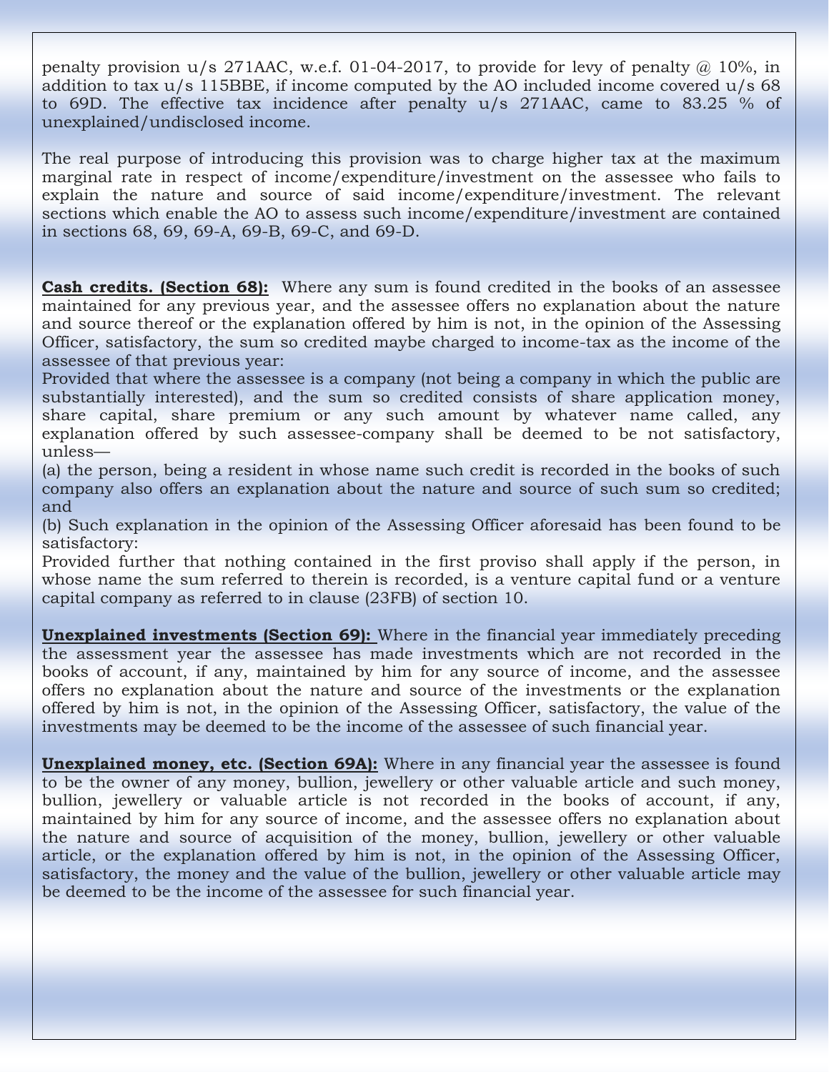penalty provision u/s 271AAC, w.e.f. 01-04-2017, to provide for levy of penalty @ 10%, in addition to tax u/s 115BBE, if income computed by the AO included income covered u/s 68 to 69D. The effective tax incidence after penalty u/s 271AAC, came to 83.25 % of unexplained/undisclosed income.

The real purpose of introducing this provision was to charge higher tax at the maximum marginal rate in respect of income/expenditure/investment on the assessee who fails to explain the nature and source of said income/expenditure/investment. The relevant sections which enable the AO to assess such income/expenditure/investment are contained in sections 68, 69, 69-A, 69-B, 69-C, and 69-D.

**Cash credits. (Section 68):** Where any sum is found credited in the books of an assessee maintained for any previous year, and the assessee offers no explanation about the nature and source thereof or the explanation offered by him is not, in the opinion of the Assessing Officer, satisfactory, the sum so credited maybe charged to income-tax as the income of the assessee of that previous year:

Provided that where the assessee is a company (not being a company in which the public are substantially interested), and the sum so credited consists of share application money, share capital, share premium or any such amount by whatever name called, any explanation offered by such assessee-company shall be deemed to be not satisfactory, unless—

(a) the person, being a resident in whose name such credit is recorded in the books of such company also offers an explanation about the nature and source of such sum so credited; and

(b) Such explanation in the opinion of the Assessing Officer aforesaid has been found to be satisfactory:

Provided further that nothing contained in the first proviso shall apply if the person, in whose name the sum referred to therein is recorded, is a venture capital fund or a venture capital company as referred to in clause (23FB) of section 10.

**Unexplained investments (Section 69):** Where in the financial year immediately preceding the assessment year the assessee has made investments which are not recorded in the books of account, if any, maintained by him for any source of income, and the assessee offers no explanation about the nature and source of the investments or the explanation offered by him is not, in the opinion of the Assessing Officer, satisfactory, the value of the investments may be deemed to be the income of the assessee of such financial year.

**Unexplained money, etc. (Section 69A):** Where in any financial year the assessee is found to be the owner of any money, bullion, jewellery or other valuable article and such money, bullion, jewellery or valuable article is not recorded in the books of account, if any, maintained by him for any source of income, and the assessee offers no explanation about the nature and source of acquisition of the money, bullion, jewellery or other valuable article, or the explanation offered by him is not, in the opinion of the Assessing Officer, satisfactory, the money and the value of the bullion, jewellery or other valuable article may be deemed to be the income of the assessee for such financial year.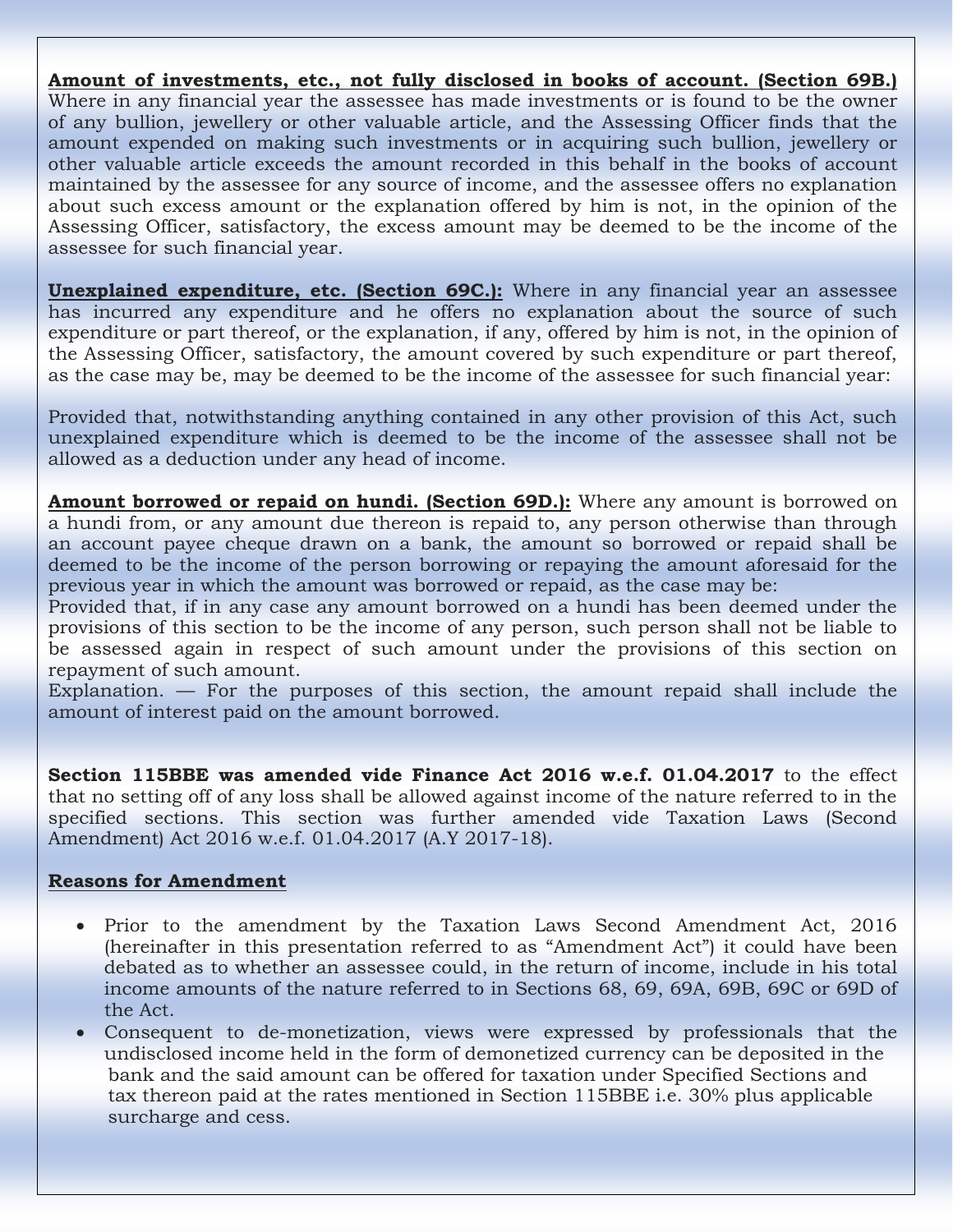**Amount of investments, etc., not fully disclosed in books of account. (Section 69B.)** Where in any financial year the assessee has made investments or is found to be the owner of any bullion, jewellery or other valuable article, and the Assessing Officer finds that the amount expended on making such investments or in acquiring such bullion, jewellery or other valuable article exceeds the amount recorded in this behalf in the books of account maintained by the assessee for any source of income, and the assessee offers no explanation about such excess amount or the explanation offered by him is not, in the opinion of the Assessing Officer, satisfactory, the excess amount may be deemed to be the income of the assessee for such financial year.

**Unexplained expenditure, etc. (Section 69C.):** Where in any financial year an assessee has incurred any expenditure and he offers no explanation about the source of such expenditure or part thereof, or the explanation, if any, offered by him is not, in the opinion of the Assessing Officer, satisfactory, the amount covered by such expenditure or part thereof, as the case may be, may be deemed to be the income of the assessee for such financial year:

Provided that, notwithstanding anything contained in any other provision of this Act, such unexplained expenditure which is deemed to be the income of the assessee shall not be allowed as a deduction under any head of income.

**Amount borrowed or repaid on hundi. (Section 69D.):** Where any amount is borrowed on a hundi from, or any amount due thereon is repaid to, any person otherwise than through an account payee cheque drawn on a bank, the amount so borrowed or repaid shall be deemed to be the income of the person borrowing or repaying the amount aforesaid for the previous year in which the amount was borrowed or repaid, as the case may be:
Provided that, if in any case any amount borrowed on a hundi has been deemed under the provisions of this section to be the income of any person, such person shall not be liable to be assessed again in respect of such amount under the provisions of this section on repayment of such amount.
Explanation. — For the purposes of this section, the amount repaid shall include the amount of interest paid on the amount borrowed.

**Section 115BBE was amended vide Finance Act 2016 w.e.f. 01.04.2017** to the effect that no setting off of any loss shall be allowed against income of the nature referred to in the specified sections. This section was further amended vide Taxation Laws (Second Amendment) Act 2016 w.e.f. 01.04.2017 (A.Y 2017-18).

**Reasons for Amendment**

- Prior to the amendment by the Taxation Laws Second Amendment Act, 2016 (hereinafter in this presentation referred to as "Amendment Act") it could have been debated as to whether an assessee could, in the return of income, include in his total income amounts of the nature referred to in Sections 68, 69, 69A, 69B, 69C or 69D of the Act.
- Consequent to de-monetization, views were expressed by professionals that the undisclosed income held in the form of demonetized currency can be deposited in the bank and the said amount can be offered for taxation under Specified Sections and tax thereon paid at the rates mentioned in Section 115BBE i.e. 30% plus applicable surcharge and cess.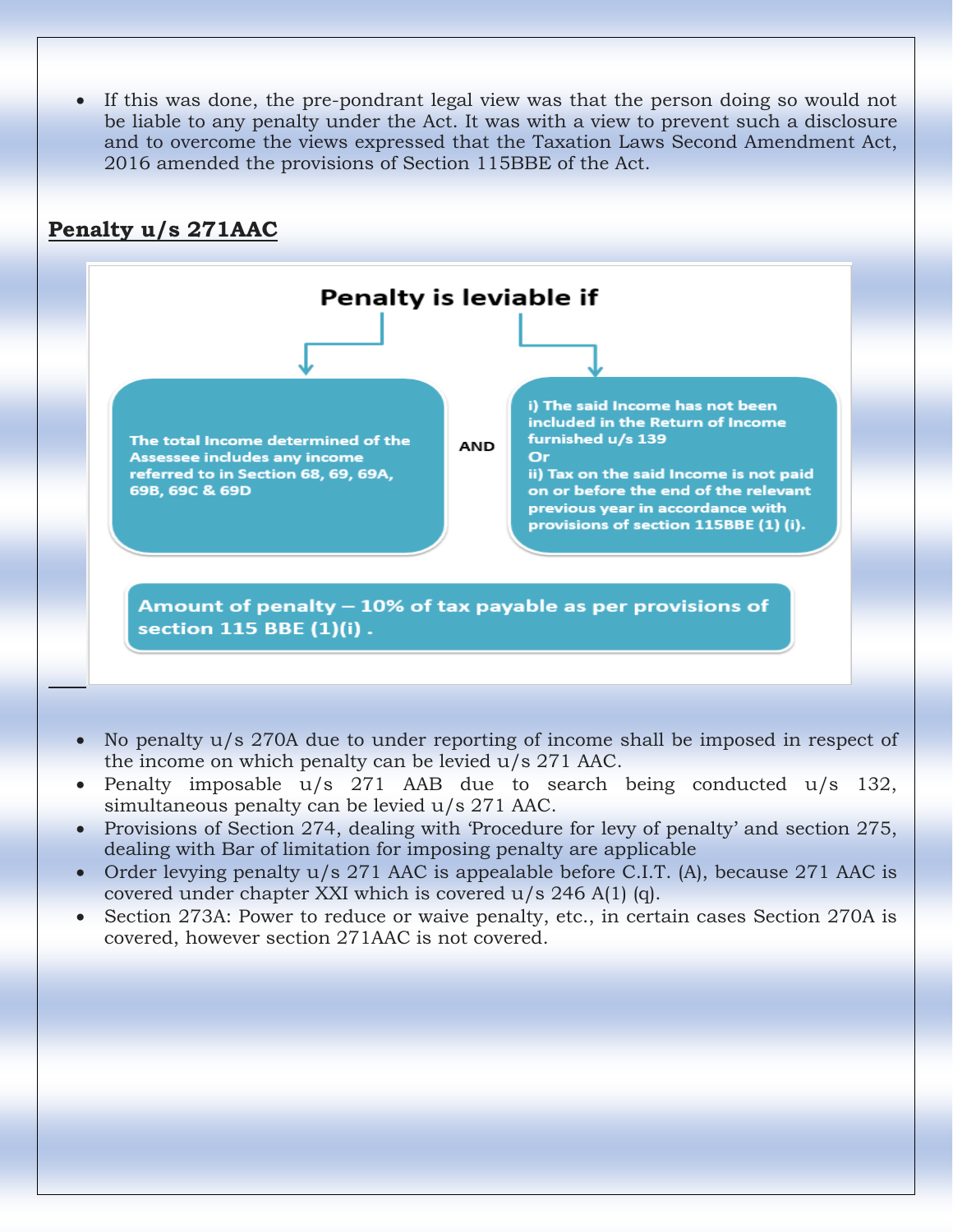- If this was done, the pre-pondrant legal view was that the person doing so would not be liable to any penalty under the Act. It was with a view to prevent such a disclosure and to overcome the views expressed that the Taxation Laws Second Amendment Act, 2016 amended the provisions of Section 115BBE of the Act.

## Penalty u/s 271AAC

**Penalty is leviable if**

The total Income determined of the Assessee includes any income referred to in Section 68, 69, 69A, 69B, 69C & 69D

**AND**

i) The said Income has not been included in the Return of Income furnished u/s 139
Or
ii) Tax on the said Income is not paid on or before the end of the relevant previous year in accordance with provisions of section 115BBE (1) (i).

**Amount of penalty – 10% of tax payable as per provisions of section 115 BBE (1)(i) .**

- No penalty u/s 270A due to under reporting of income shall be imposed in respect of the income on which penalty can be levied u/s 271 AAC.
- Penalty imposable u/s 271 AAB due to search being conducted u/s 132, simultaneous penalty can be levied u/s 271 AAC.
- Provisions of Section 274, dealing with 'Procedure for levy of penalty' and section 275, dealing with Bar of limitation for imposing penalty are applicable
- Order levying penalty u/s 271 AAC is appealable before C.I.T. (A), because 271 AAC is covered under chapter XXI which is covered u/s 246 A(1) (q).
- Section 273A: Power to reduce or waive penalty, etc., in certain cases Section 270A is covered, however section 271AAC is not covered.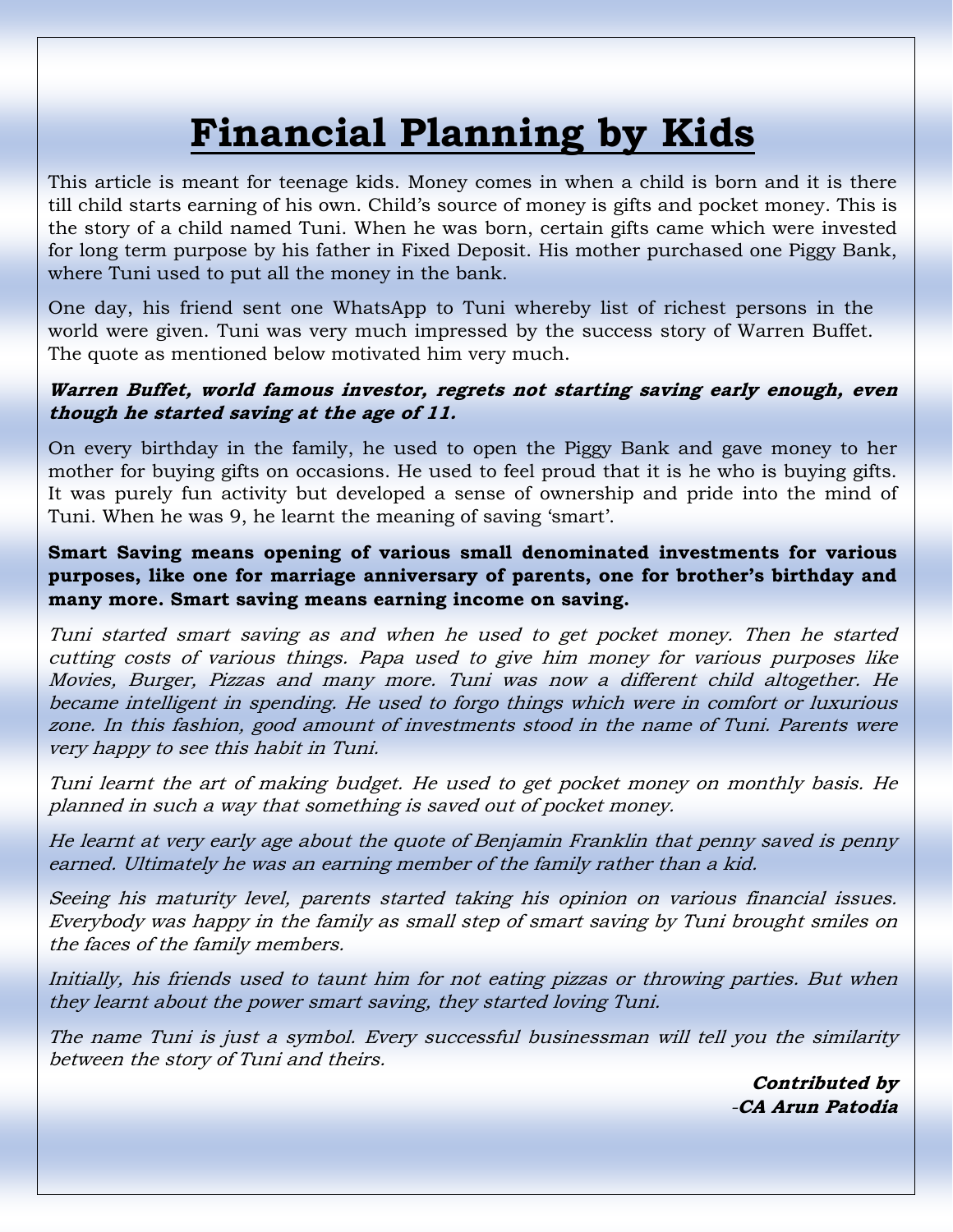# Financial Planning by Kids

This article is meant for teenage kids. Money comes in when a child is born and it is there till child starts earning of his own. Child's source of money is gifts and pocket money. This is the story of a child named Tuni. When he was born, certain gifts came which were invested for long term purpose by his father in Fixed Deposit. His mother purchased one Piggy Bank, where Tuni used to put all the money in the bank.

One day, his friend sent one WhatsApp to Tuni whereby list of richest persons in the world were given. Tuni was very much impressed by the success story of Warren Buffet. The quote as mentioned below motivated him very much.

***Warren Buffet, world famous investor, regrets not starting saving early enough, even though he started saving at the age of 11.***

On every birthday in the family, he used to open the Piggy Bank and gave money to her mother for buying gifts on occasions. He used to feel proud that it is he who is buying gifts. It was purely fun activity but developed a sense of ownership and pride into the mind of Tuni. When he was 9, he learnt the meaning of saving 'smart'.

**Smart Saving means opening of various small denominated investments for various purposes, like one for marriage anniversary of parents, one for brother's birthday and many more. Smart saving means earning income on saving.**

*Tuni started smart saving as and when he used to get pocket money. Then he started cutting costs of various things. Papa used to give him money for various purposes like Movies, Burger, Pizzas and many more. Tuni was now a different child altogether. He became intelligent in spending. He used to forgo things which were in comfort or luxurious zone. In this fashion, good amount of investments stood in the name of Tuni. Parents were very happy to see this habit in Tuni.*

*Tuni learnt the art of making budget. He used to get pocket money on monthly basis. He planned in such a way that something is saved out of pocket money.*

*He learnt at very early age about the quote of Benjamin Franklin that penny saved is penny earned. Ultimately he was an earning member of the family rather than a kid.*

*Seeing his maturity level, parents started taking his opinion on various financial issues. Everybody was happy in the family as small step of smart saving by Tuni brought smiles on the faces of the family members.*

*Initially, his friends used to taunt him for not eating pizzas or throwing parties. But when they learnt about the power smart saving, they started loving Tuni.*

*The name Tuni is just a symbol. Every successful businessman will tell you the similarity between the story of Tuni and theirs.*

***Contributed by***
***-CA Arun Patodia***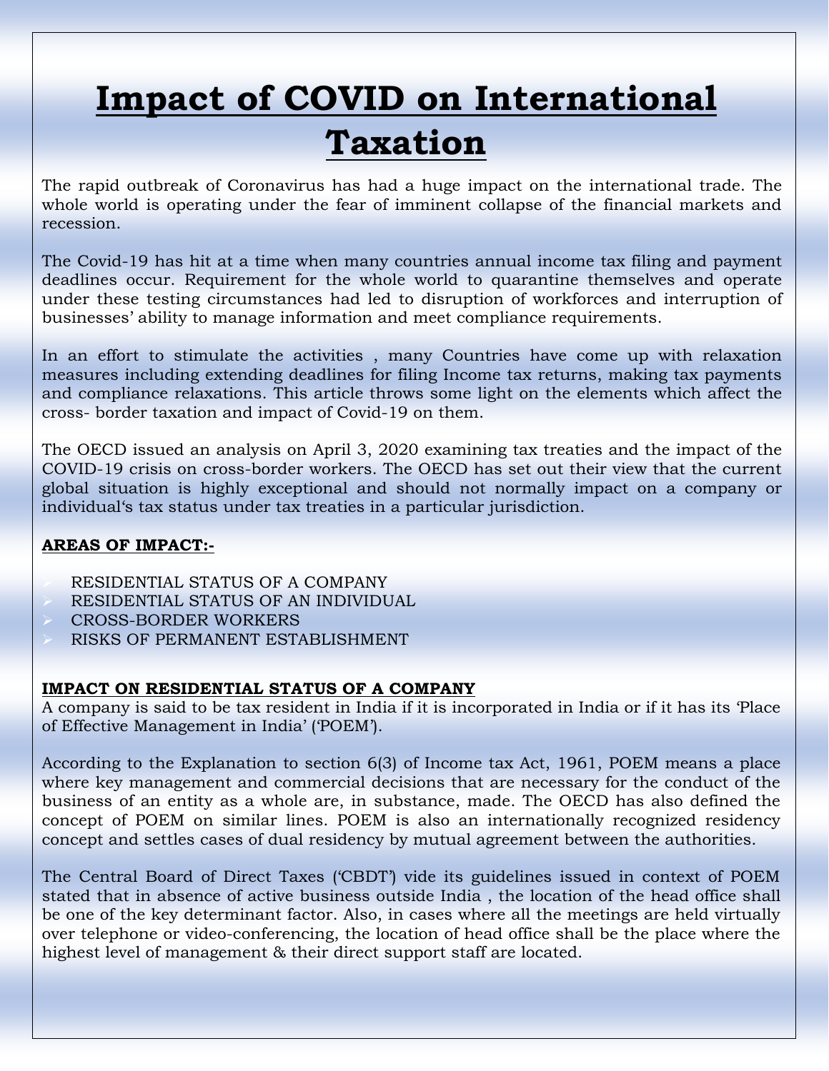# Impact of COVID on International Taxation

The rapid outbreak of Coronavirus has had a huge impact on the international trade. The whole world is operating under the fear of imminent collapse of the financial markets and recession.

The Covid-19 has hit at a time when many countries annual income tax filing and payment deadlines occur. Requirement for the whole world to quarantine themselves and operate under these testing circumstances had led to disruption of workforces and interruption of businesses' ability to manage information and meet compliance requirements.

In an effort to stimulate the activities , many Countries have come up with relaxation measures including extending deadlines for filing Income tax returns, making tax payments and compliance relaxations. This article throws some light on the elements which affect the cross- border taxation and impact of Covid-19 on them.

The OECD issued an analysis on April 3, 2020 examining tax treaties and the impact of the COVID-19 crisis on cross-border workers. The OECD has set out their view that the current global situation is highly exceptional and should not normally impact on a company or individual's tax status under tax treaties in a particular jurisdiction.

**AREAS OF IMPACT:-**

- RESIDENTIAL STATUS OF A COMPANY
- RESIDENTIAL STATUS OF AN INDIVIDUAL
- CROSS-BORDER WORKERS
- RISKS OF PERMANENT ESTABLISHMENT

**IMPACT ON RESIDENTIAL STATUS OF A COMPANY**

A company is said to be tax resident in India if it is incorporated in India or if it has its 'Place of Effective Management in India' ('POEM').

According to the Explanation to section 6(3) of Income tax Act, 1961, POEM means a place where key management and commercial decisions that are necessary for the conduct of the business of an entity as a whole are, in substance, made. The OECD has also defined the concept of POEM on similar lines. POEM is also an internationally recognized residency concept and settles cases of dual residency by mutual agreement between the authorities.

The Central Board of Direct Taxes ('CBDT') vide its guidelines issued in context of POEM stated that in absence of active business outside India , the location of the head office shall be one of the key determinant factor. Also, in cases where all the meetings are held virtually over telephone or video-conferencing, the location of head office shall be the place where the highest level of management & their direct support staff are located.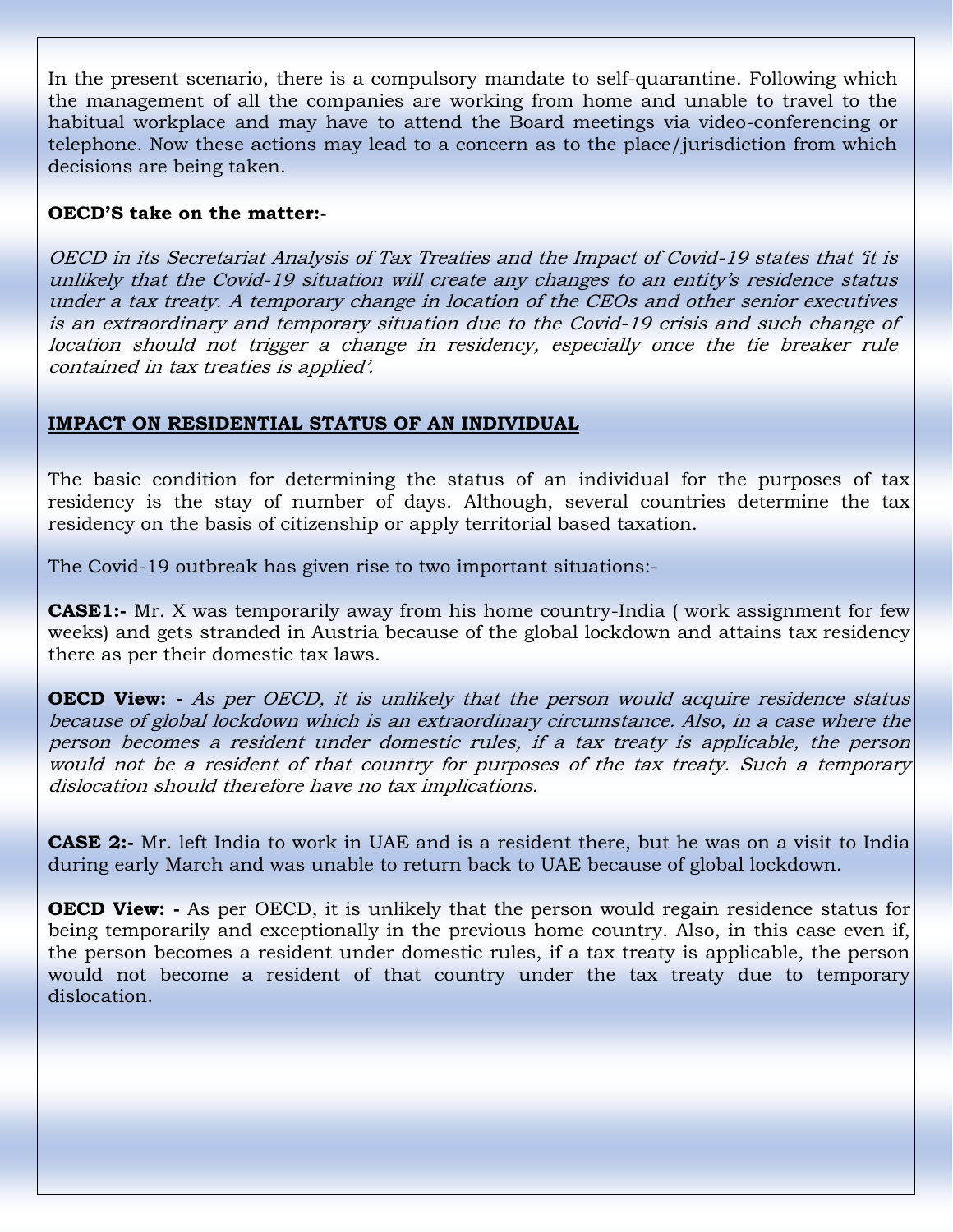In the present scenario, there is a compulsory mandate to self-quarantine. Following which the management of all the companies are working from home and unable to travel to the habitual workplace and may have to attend the Board meetings via video-conferencing or telephone. Now these actions may lead to a concern as to the place/jurisdiction from which decisions are being taken.

**OECD'S take on the matter:-**

*OECD in its Secretariat Analysis of Tax Treaties and the Impact of Covid-19 states that 'it is unlikely that the Covid-19 situation will create any changes to an entity's residence status under a tax treaty. A temporary change in location of the CEOs and other senior executives is an extraordinary and temporary situation due to the Covid-19 crisis and such change of location should not trigger a change in residency, especially once the tie breaker rule contained in tax treaties is applied'.*

## IMPACT ON RESIDENTIAL STATUS OF AN INDIVIDUAL

The basic condition for determining the status of an individual for the purposes of tax residency is the stay of number of days. Although, several countries determine the tax residency on the basis of citizenship or apply territorial based taxation.

The Covid-19 outbreak has given rise to two important situations:-

**CASE1:-** Mr. X was temporarily away from his home country-India ( work assignment for few weeks) and gets stranded in Austria because of the global lockdown and attains tax residency there as per their domestic tax laws.

**OECD View: -** *As per OECD, it is unlikely that the person would acquire residence status because of global lockdown which is an extraordinary circumstance. Also, in a case where the person becomes a resident under domestic rules, if a tax treaty is applicable, the person would not be a resident of that country for purposes of the tax treaty. Such a temporary dislocation should therefore have no tax implications.*

**CASE 2:-** Mr. left India to work in UAE and is a resident there, but he was on a visit to India during early March and was unable to return back to UAE because of global lockdown.

**OECD View: -** As per OECD, it is unlikely that the person would regain residence status for being temporarily and exceptionally in the previous home country. Also, in this case even if, the person becomes a resident under domestic rules, if a tax treaty is applicable, the person would not become a resident of that country under the tax treaty due to temporary dislocation.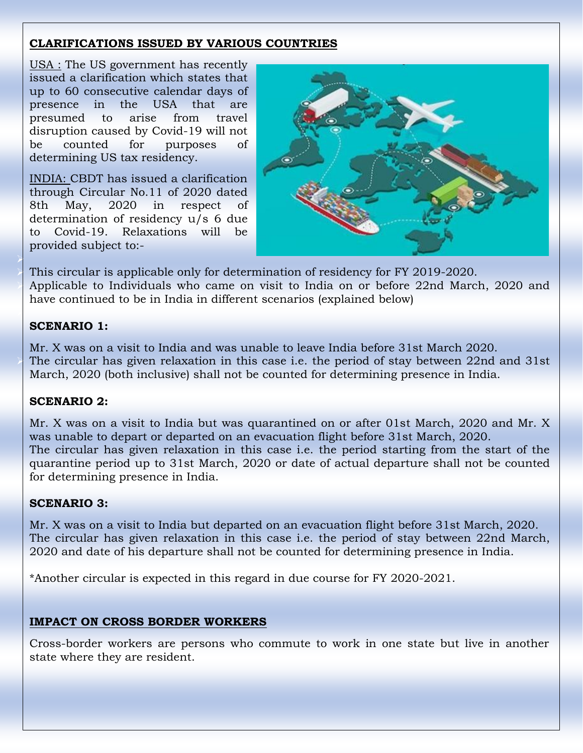## CLARIFICATIONS ISSUED BY VARIOUS COUNTRIES

USA : The US government has recently issued a clarification which states that up to 60 consecutive calendar days of presence in the USA that are presumed to arise from travel disruption caused by Covid-19 will not be counted for purposes of determining US tax residency.

INDIA: CBDT has issued a clarification through Circular No.11 of 2020 dated 8th May, 2020 in respect of determination of residency u/s 6 due to Covid-19. Relaxations will be provided subject to:-

- This circular is applicable only for determination of residency for FY 2019-2020.
- Applicable to Individuals who came on visit to India on or before 22nd March, 2020 and have continued to be in India in different scenarios (explained below)

**SCENARIO 1:**

Mr. X was on a visit to India and was unable to leave India before 31st March 2020.

- The circular has given relaxation in this case i.e. the period of stay between 22nd and 31st March, 2020 (both inclusive) shall not be counted for determining presence in India.

**SCENARIO 2:**

Mr. X was on a visit to India but was quarantined on or after 01st March, 2020 and Mr. X was unable to depart or departed on an evacuation flight before 31st March, 2020.
The circular has given relaxation in this case i.e. the period starting from the start of the quarantine period up to 31st March, 2020 or date of actual departure shall not be counted for determining presence in India.

**SCENARIO 3:**

Mr. X was on a visit to India but departed on an evacuation flight before 31st March, 2020.
The circular has given relaxation in this case i.e. the period of stay between 22nd March, 2020 and date of his departure shall not be counted for determining presence in India.

*Another circular is expected in this regard in due course for FY 2020-2021.

## IMPACT ON CROSS BORDER WORKERS

Cross-border workers are persons who commute to work in one state but live in another state where they are resident.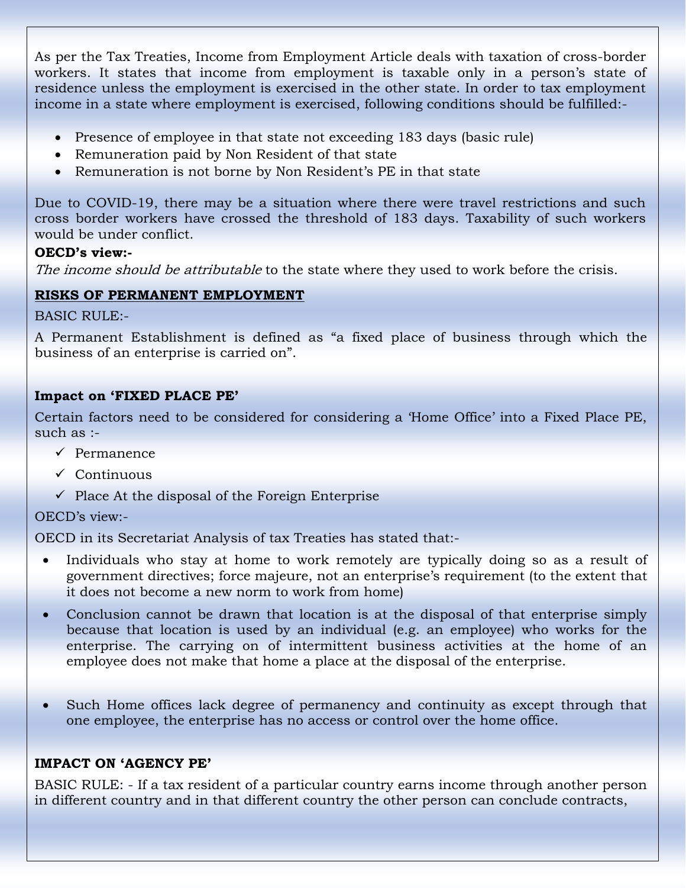As per the Tax Treaties, Income from Employment Article deals with taxation of cross-border workers. It states that income from employment is taxable only in a person's state of residence unless the employment is exercised in the other state. In order to tax employment income in a state where employment is exercised, following conditions should be fulfilled:-

- Presence of employee in that state not exceeding 183 days (basic rule)
- Remuneration paid by Non Resident of that state
- Remuneration is not borne by Non Resident's PE in that state

Due to COVID-19, there may be a situation where there were travel restrictions and such cross border workers have crossed the threshold of 183 days. Taxability of such workers would be under conflict.

**OECD's view:-**

*The income should be attributable* to the state where they used to work before the crisis.

**RISKS OF PERMANENT EMPLOYMENT**

BASIC RULE:-

A Permanent Establishment is defined as "a fixed place of business through which the business of an enterprise is carried on".

**Impact on 'FIXED PLACE PE'**

Certain factors need to be considered for considering a 'Home Office' into a Fixed Place PE, such as :-

- ✓ Permanence
- ✓ Continuous
- ✓ Place At the disposal of the Foreign Enterprise

OECD's view:-

OECD in its Secretariat Analysis of tax Treaties has stated that:-

- Individuals who stay at home to work remotely are typically doing so as a result of government directives; force majeure, not an enterprise's requirement (to the extent that it does not become a new norm to work from home)
- Conclusion cannot be drawn that location is at the disposal of that enterprise simply because that location is used by an individual (e.g. an employee) who works for the enterprise. The carrying on of intermittent business activities at the home of an employee does not make that home a place at the disposal of the enterprise.
- Such Home offices lack degree of permanency and continuity as except through that one employee, the enterprise has no access or control over the home office.

**IMPACT ON 'AGENCY PE'**

BASIC RULE: - If a tax resident of a particular country earns income through another person in different country and in that different country the other person can conclude contracts,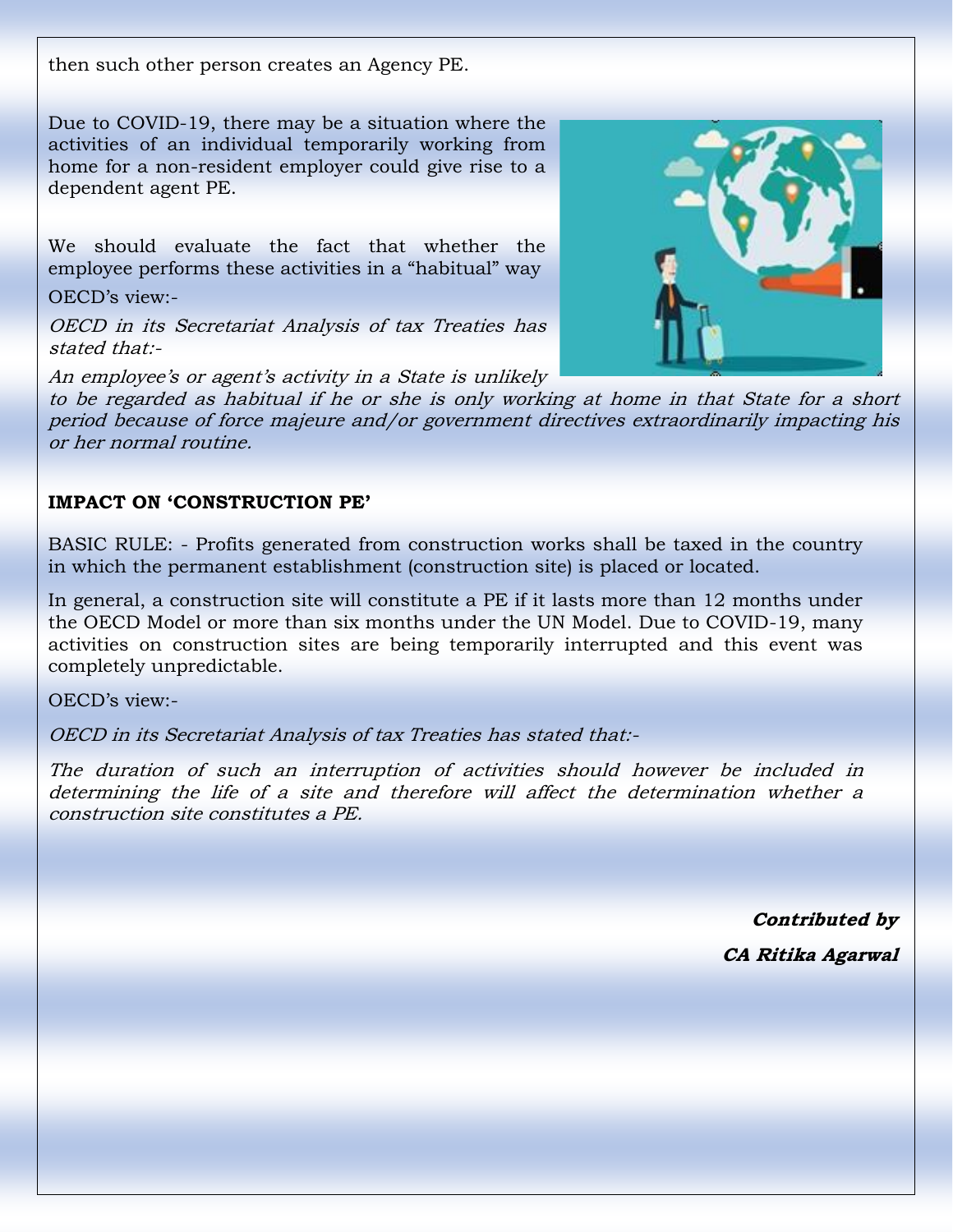then such other person creates an Agency PE.

Due to COVID-19, there may be a situation where the activities of an individual temporarily working from home for a non-resident employer could give rise to a dependent agent PE.

We should evaluate the fact that whether the employee performs these activities in a "habitual" way

OECD's view:-

*OECD in its Secretariat Analysis of tax Treaties has stated that:-*

*An employee's or agent's activity in a State is unlikely to be regarded as habitual if he or she is only working at home in that State for a short period because of force majeure and/or government directives extraordinarily impacting his or her normal routine.*

**IMPACT ON 'CONSTRUCTION PE'**

BASIC RULE: - Profits generated from construction works shall be taxed in the country in which the permanent establishment (construction site) is placed or located.

In general, a construction site will constitute a PE if it lasts more than 12 months under the OECD Model or more than six months under the UN Model. Due to COVID-19, many activities on construction sites are being temporarily interrupted and this event was completely unpredictable.

OECD's view:-

*OECD in its Secretariat Analysis of tax Treaties has stated that:-*

*The duration of such an interruption of activities should however be included in determining the life of a site and therefore will affect the determination whether a construction site constitutes a PE.*

***Contributed by***

***CA Ritika Agarwal***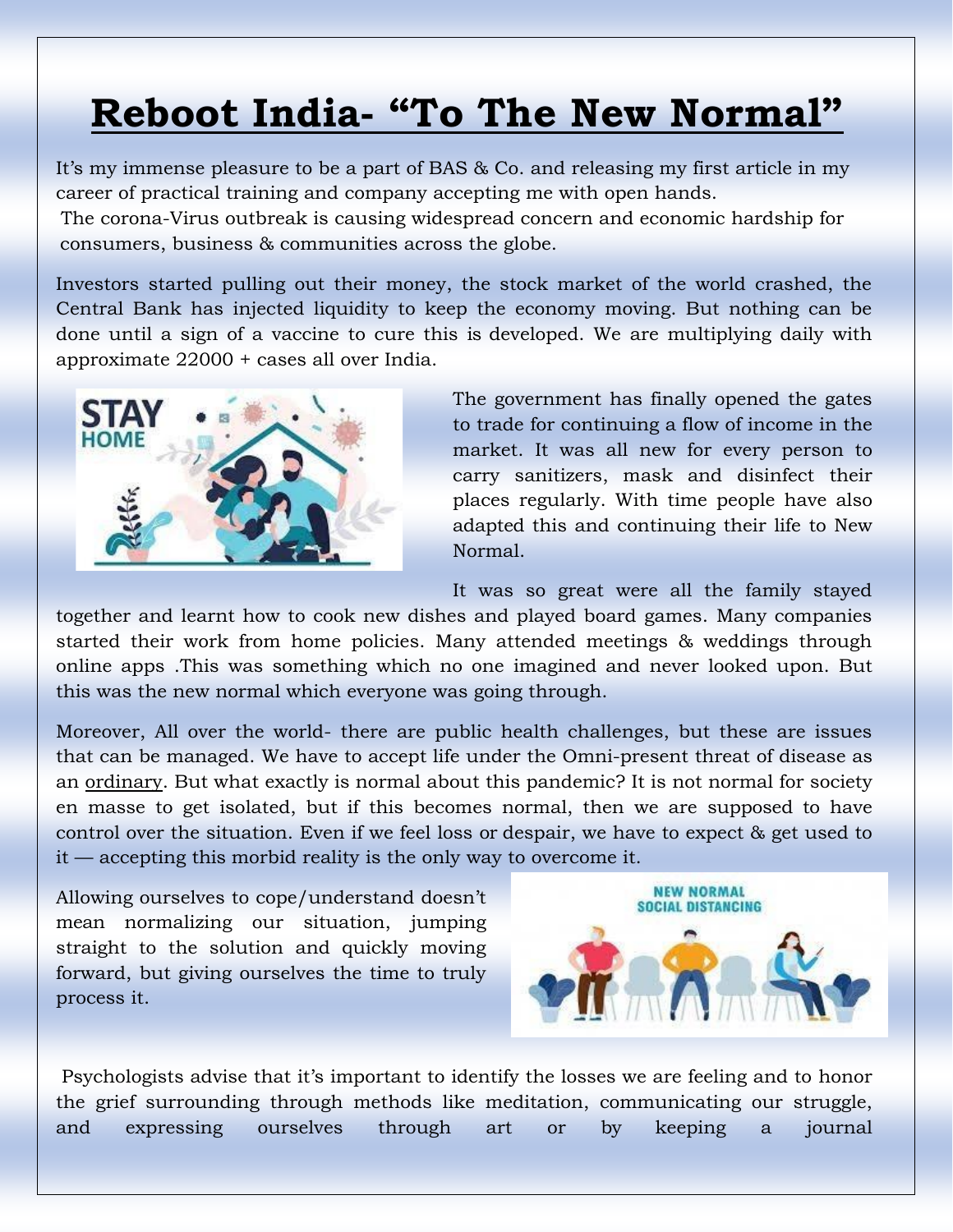# Reboot India- "To The New Normal"

It's my immense pleasure to be a part of BAS & Co. and releasing my first article in my career of practical training and company accepting me with open hands.

The corona-Virus outbreak is causing widespread concern and economic hardship for consumers, business & communities across the globe.

Investors started pulling out their money, the stock market of the world crashed, the Central Bank has injected liquidity to keep the economy moving. But nothing can be done until a sign of a vaccine to cure this is developed. We are multiplying daily with approximate 22000 + cases all over India.

The government has finally opened the gates to trade for continuing a flow of income in the market. It was all new for every person to carry sanitizers, mask and disinfect their places regularly. With time people have also adapted this and continuing their life to New Normal.

It was so great were all the family stayed together and learnt how to cook new dishes and played board games. Many companies started their work from home policies. Many attended meetings & weddings through online apps .This was something which no one imagined and never looked upon. But this was the new normal which everyone was going through.

Moreover, All over the world- there are public health challenges, but these are issues that can be managed. We have to accept life under the Omni-present threat of disease as an ordinary. But what exactly is normal about this pandemic? It is not normal for society en masse to get isolated, but if this becomes normal, then we are supposed to have control over the situation. Even if we feel loss or despair, we have to expect & get used to it — accepting this morbid reality is the only way to overcome it.

Allowing ourselves to cope/understand doesn't mean normalizing our situation, jumping straight to the solution and quickly moving forward, but giving ourselves the time to truly process it.

Psychologists advise that it's important to identify the losses we are feeling and to honor the grief surrounding through methods like meditation, communicating our struggle, and expressing ourselves through art or by keeping a journal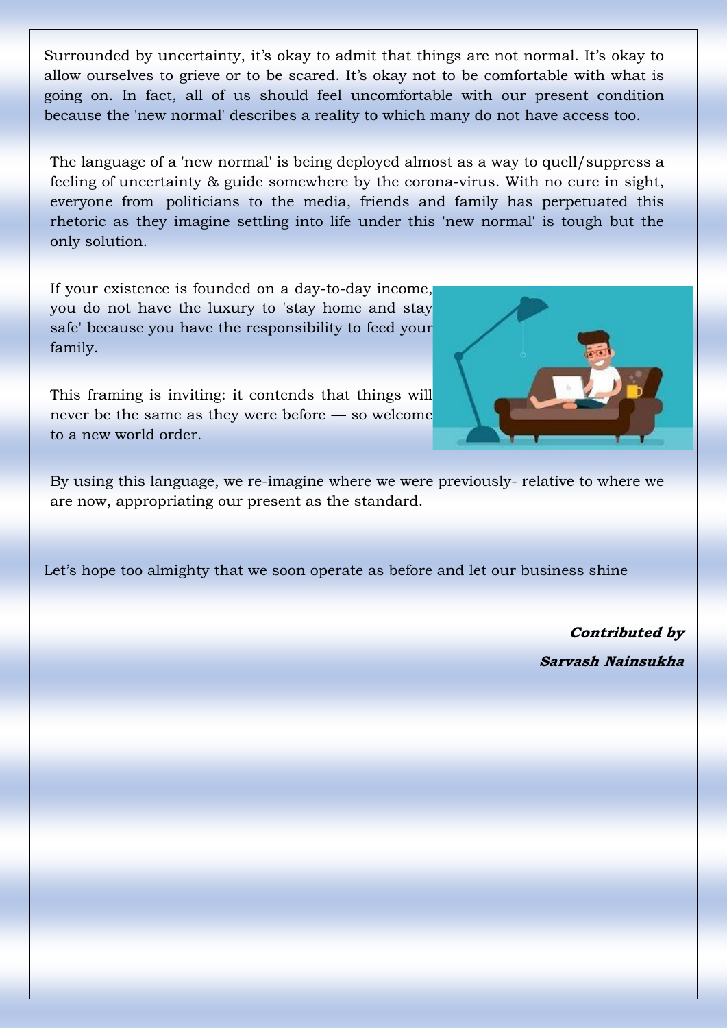Surrounded by uncertainty, it's okay to admit that things are not normal. It's okay to allow ourselves to grieve or to be scared. It's okay not to be comfortable with what is going on. In fact, all of us should feel uncomfortable with our present condition because the 'new normal' describes a reality to which many do not have access too.

The language of a 'new normal' is being deployed almost as a way to quell/suppress a feeling of uncertainty & guide somewhere by the corona-virus. With no cure in sight, everyone from politicians to the media, friends and family has perpetuated this rhetoric as they imagine settling into life under this 'new normal' is tough but the only solution.

If your existence is founded on a day-to-day income, you do not have the luxury to 'stay home and stay safe' because you have the responsibility to feed your family.

This framing is inviting: it contends that things will never be the same as they were before — so welcome to a new world order.

By using this language, we re-imagine where we were previously- relative to where we are now, appropriating our present as the standard.

Let's hope too almighty that we soon operate as before and let our business shine

***Contributed by***

***Sarvash Nainsukha***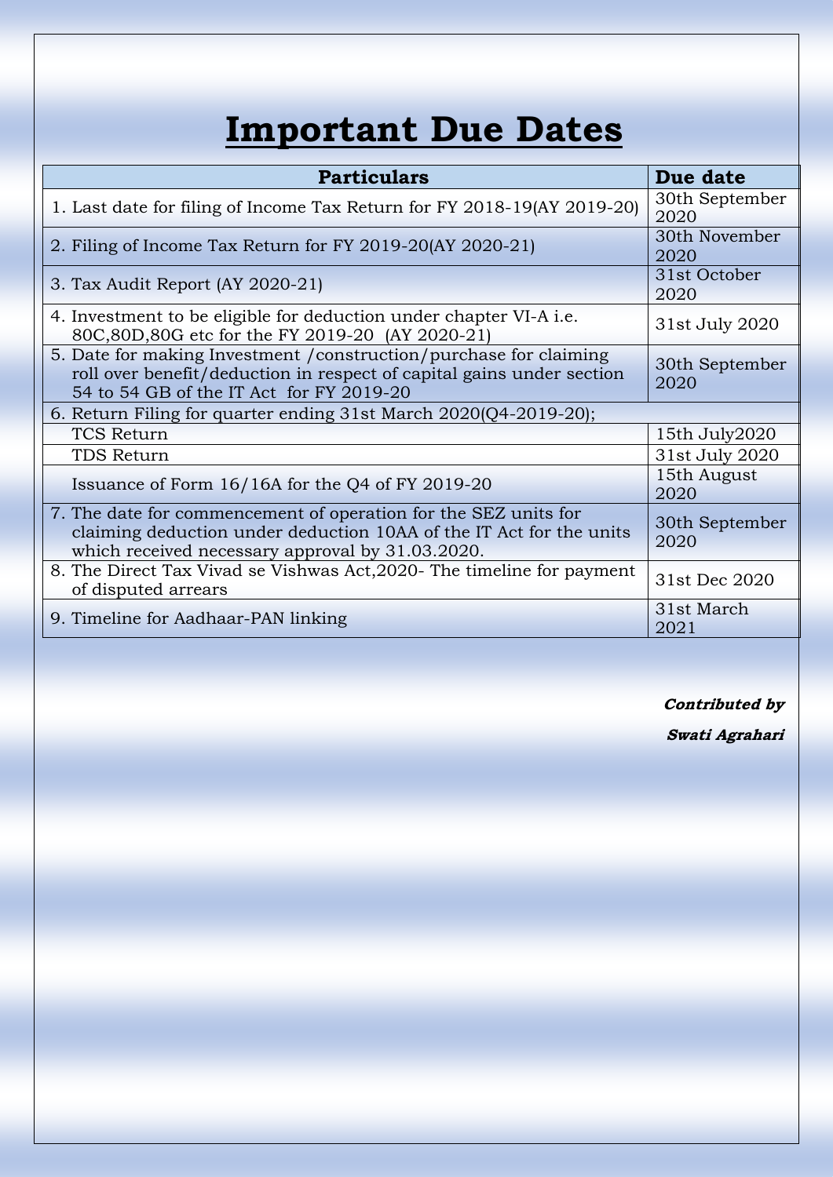# Important Due Dates

| Particulars | Due date |
|---|---|
| 1. Last date for filing of Income Tax Return for FY 2018-19(AY 2019-20) | 30th September 2020 |
| 2. Filing of Income Tax Return for FY 2019-20(AY 2020-21) | 30th November 2020 |
| 3. Tax Audit Report (AY 2020-21) | 31st October 2020 |
| 4. Investment to be eligible for deduction under chapter VI-A i.e. 80C,80D,80G etc for the FY 2019-20 (AY 2020-21) | 31st July 2020 |
| 5. Date for making Investment /construction/purchase for claiming roll over benefit/deduction in respect of capital gains under section 54 to 54 GB of the IT Act for FY 2019-20 | 30th September 2020 |
| 6. Return Filing for quarter ending 31st March 2020(Q4-2019-20); | |
| TCS Return | 15th July2020 |
| TDS Return | 31st July 2020 |
| Issuance of Form 16/16A for the Q4 of FY 2019-20 | 15th August 2020 |
| 7. The date for commencement of operation for the SEZ units for claiming deduction under deduction 10AA of the IT Act for the units which received necessary approval by 31.03.2020. | 30th September 2020 |
| 8. The Direct Tax Vivad se Vishwas Act,2020- The timeline for payment of disputed arrears | 31st Dec 2020 |
| 9. Timeline for Aadhaar-PAN linking | 31st March 2021 |

***Contributed by***

***Swati Agrahari***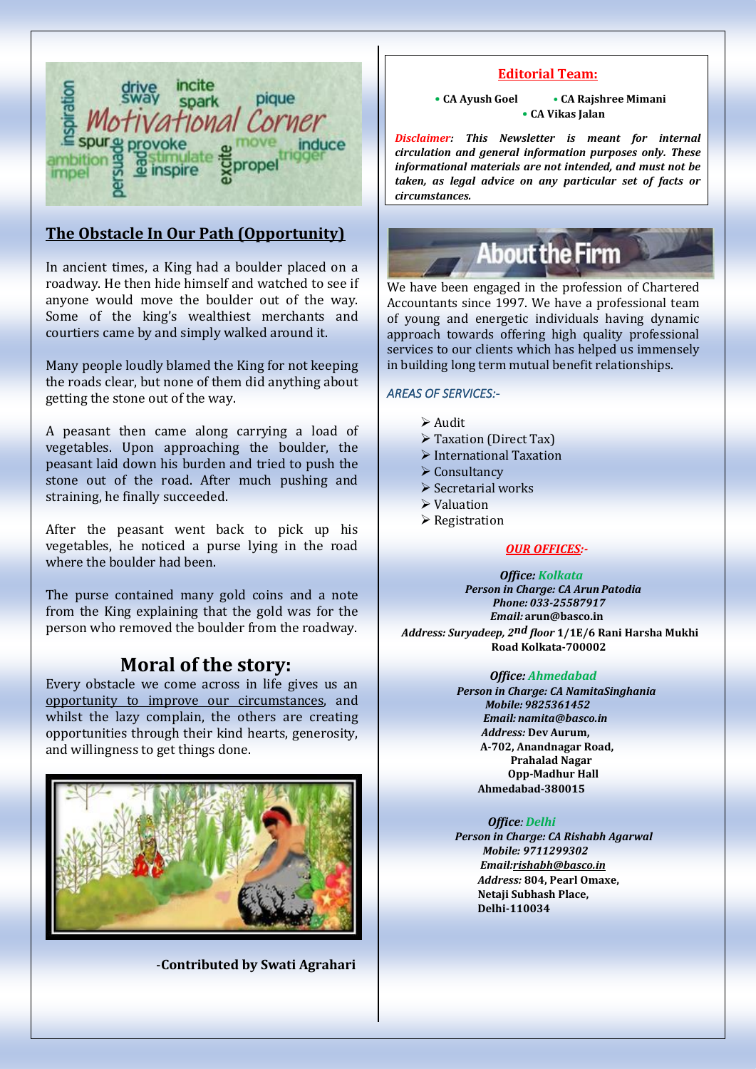## The Obstacle In Our Path (Opportunity)

In ancient times, a King had a boulder placed on a roadway. He then hide himself and watched to see if anyone would move the boulder out of the way. Some of the king's wealthiest merchants and courtiers came by and simply walked around it.

Many people loudly blamed the King for not keeping the roads clear, but none of them did anything about getting the stone out of the way.

A peasant then came along carrying a load of vegetables. Upon approaching the boulder, the peasant laid down his burden and tried to push the stone out of the road. After much pushing and straining, he finally succeeded.

After the peasant went back to pick up his vegetables, he noticed a purse lying in the road where the boulder had been.

The purse contained many gold coins and a note from the King explaining that the gold was for the person who removed the boulder from the roadway.

## Moral of the story:

Every obstacle we come across in life gives us an opportunity to improve our circumstances, and whilst the lazy complain, the others are creating opportunities through their kind hearts, generosity, and willingness to get things done.

-**Contributed by Swati Agrahari**

**Editorial Team:**

- **CA Ayush Goel**
- **CA Rajshree Mimani**
- **CA Vikas Jalan**

***Disclaimer: This Newsletter is meant for internal circulation and general information purposes only. These informational materials are not intended, and must not be taken, as legal advice on any particular set of facts or circumstances.***

## About the Firm

We have been engaged in the profession of Chartered Accountants since 1997. We have a professional team of young and energetic individuals having dynamic approach towards offering high quality professional services to our clients which has helped us immensely in building long term mutual benefit relationships.

*AREAS OF SERVICES:-*

- Audit
- Taxation (Direct Tax)
- International Taxation
- Consultancy
- Secretarial works
- Valuation
- Registration

***OUR OFFICES:-***

***Office: Kolkata***
***Person in Charge: CA Arun Patodia***
***Phone: 033-25587917***
***Email:*** **arun@basco.in**
***Address: Suryadeep, 2nd floor*** **1/1E/6 Rani Harsha Mukhi Road Kolkata-700002**

***Office: Ahmedabad***
***Person in Charge: CA NamitaSinghania***
***Mobile: 9825361452***
***Email: namita@basco.in***
***Address:*** **Dev Aurum, A-702, Anandnagar Road, Prahalad Nagar Opp-Madhur Hall Ahmedabad-380015**

***Office: Delhi***
***Person in Charge: CA Rishabh Agarwal***
***Mobile: 9711299302***
***Email:rishabh@basco.in***
***Address:*** **804, Pearl Omaxe, Netaji Subhash Place, Delhi-110034**